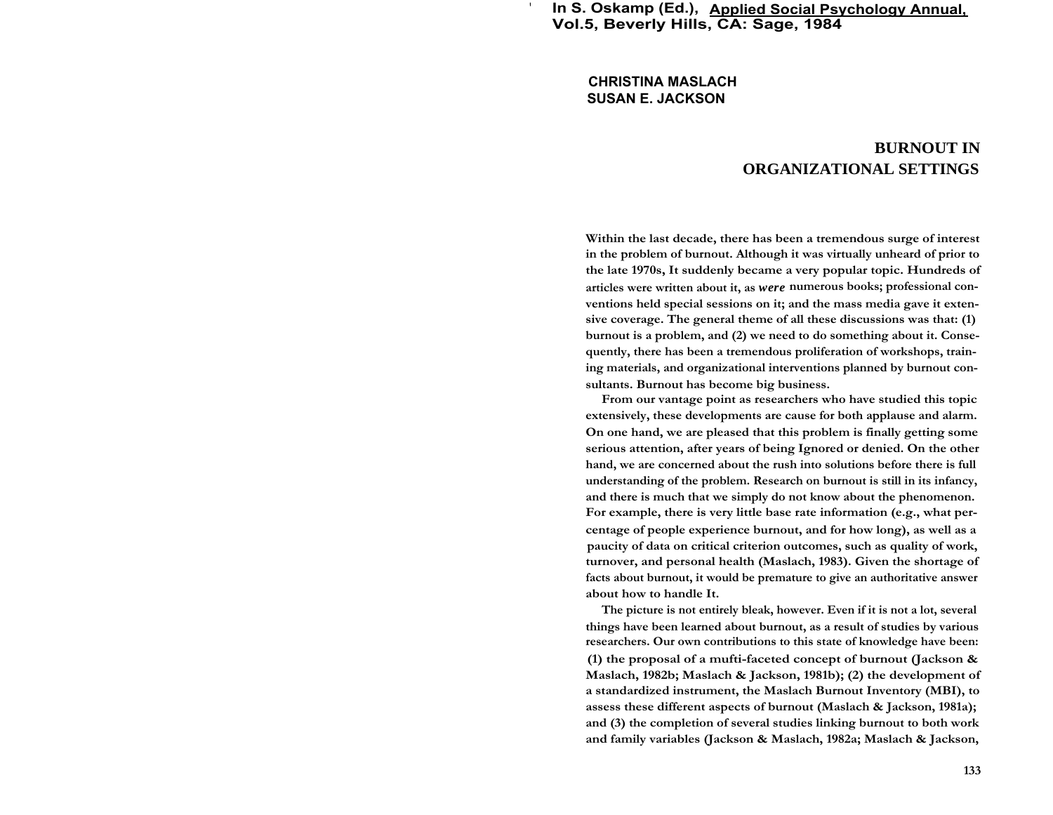In S. Oskamp (Ed.), Applied Social Psychology Annual, Vol.5, Beverly Hills, CA: Sage, 1984

**CHRISTINA MASLACH**
**SUSAN E. JACKSON**

# BURNOUT IN ORGANIZATIONAL SETTINGS

Within the last decade, there has been a tremendous surge of interest in the problem of burnout. Although it was virtually unheard of prior to the late 1970s, It suddenly became a very popular topic. Hundreds of articles were written about it, as *were* numerous books; professional conventions held special sessions on it; and the mass media gave it extensive coverage. The general theme of all these discussions was that: (1) burnout is a problem, and (2) we need to do something about it. Consequently, there has been a tremendous proliferation of workshops, training materials, and organizational interventions planned by burnout consultants. Burnout has become big business.

From our vantage point as researchers who have studied this topic extensively, these developments are cause for both applause and alarm. On one hand, we are pleased that this problem is finally getting some serious attention, after years of being Ignored or denied. On the other hand, we are concerned about the rush into solutions before there is full understanding of the problem. Research on burnout is still in its infancy, and there is much that we simply do not know about the phenomenon. For example, there is very little base rate information (e.g., what percentage of people experience burnout, and for how long), as well as a paucity of data on critical criterion outcomes, such as quality of work, turnover, and personal health (Maslach, 1983). Given the shortage of facts about burnout, it would be premature to give an authoritative answer about how to handle It.

The picture is not entirely bleak, however. Even if it is not a lot, several things have been learned about burnout, as a result of studies by various researchers. Our own contributions to this state of knowledge have been: (1) the proposal of a mufti-faceted concept of burnout (Jackson & Maslach, 1982b; Maslach & Jackson, 1981b); (2) the development of a standardized instrument, the Maslach Burnout Inventory (MBI), to assess these different aspects of burnout (Maslach & Jackson, 1981a); and (3) the completion of several studies linking burnout to both work and family variables (Jackson & Maslach, 1982a; Maslach & Jackson,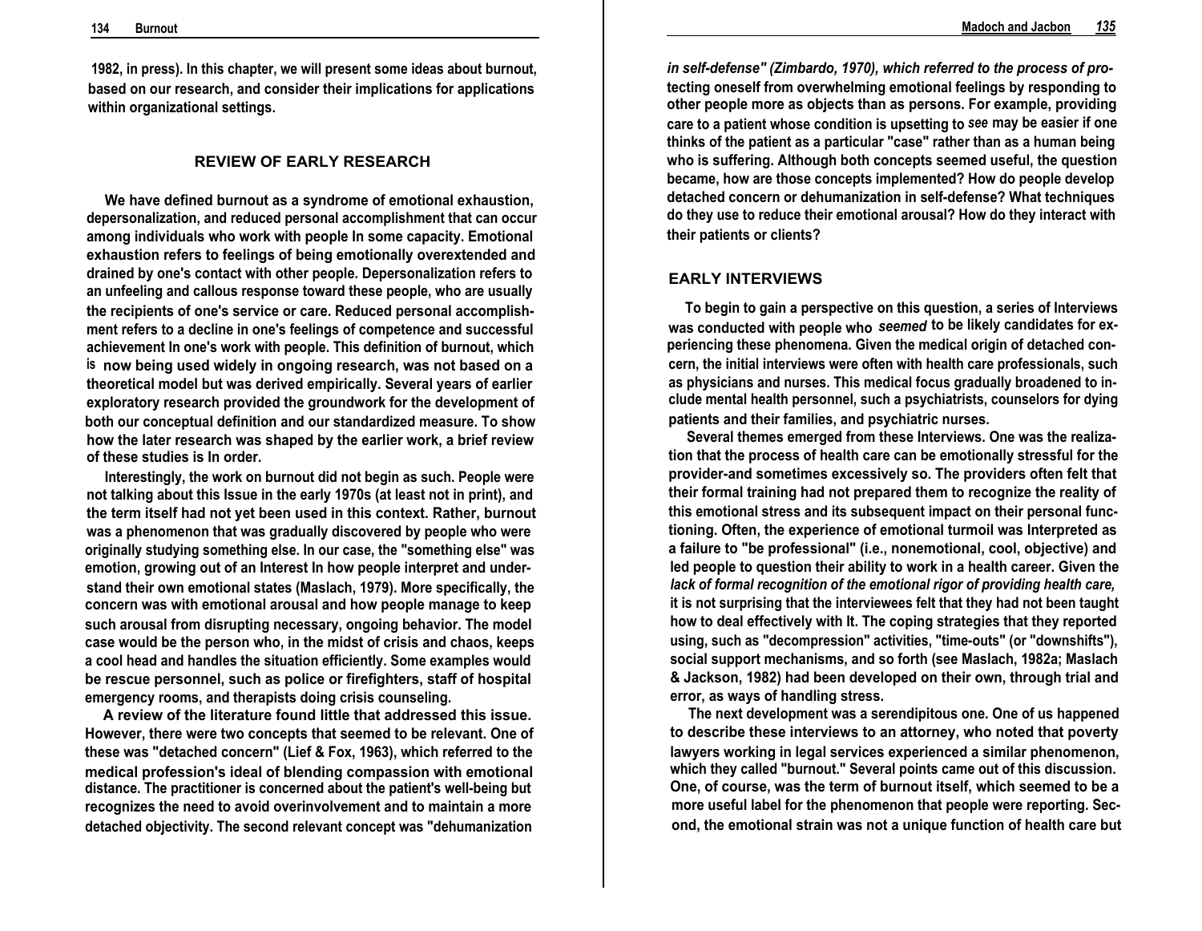1982, in press). In this chapter, we will present some ideas about burnout, based on our research, and consider their implications for applications within organizational settings.

## REVIEW OF EARLY RESEARCH

We have defined burnout as a syndrome of emotional exhaustion, depersonalization, and reduced personal accomplishment that can occur among individuals who work with people In some capacity. Emotional exhaustion refers to feelings of being emotionally overextended and drained by one's contact with other people. Depersonalization refers to an unfeeling and callous response toward these people, who are usually the recipients of one's service or care. Reduced personal accomplishment refers to a decline in one's feelings of competence and successful achievement In one's work with people. This definition of burnout, which is now being used widely in ongoing research, was not based on a theoretical model but was derived empirically. Several years of earlier exploratory research provided the groundwork for the development of both our conceptual definition and our standardized measure. To show how the later research was shaped by the earlier work, a brief review of these studies is In order.

Interestingly, the work on burnout did not begin as such. People were not talking about this Issue in the early 1970s (at least not in print), and the term itself had not yet been used in this context. Rather, burnout was a phenomenon that was gradually discovered by people who were originally studying something else. In our case, the "something else" was emotion, growing out of an Interest In how people interpret and understand their own emotional states (Maslach, 1979). More specifically, the concern was with emotional arousal and how people manage to keep such arousal from disrupting necessary, ongoing behavior. The model case would be the person who, in the midst of crisis and chaos, keeps a cool head and handles the situation efficiently. Some examples would be rescue personnel, such as police or firefighters, staff of hospital emergency rooms, and therapists doing crisis counseling.

A review of the literature found little that addressed this issue. However, there were two concepts that seemed to be relevant. One of these was "detached concern" (Lief & Fox, 1963), which referred to the medical profession's ideal of blending compassion with emotional distance. The practitioner is concerned about the patient's well-being but recognizes the need to avoid overinvolvement and to maintain a more detached objectivity. The second relevant concept was "dehumanization *in self-defense" (Zimbardo, 1970), which referred to the process of pro-* tecting oneself from overwhelming emotional feelings by responding to other people more as objects than as persons. For example, providing care to a patient whose condition is upsetting to *see* may be easier if one thinks of the patient as a particular "case" rather than as a human being who is suffering. Although both concepts seemed useful, the question became, how are those concepts implemented? How do people develop detached concern or dehumanization in self-defense? What techniques do they use to reduce their emotional arousal? How do they interact with their patients or clients?

## EARLY INTERVIEWS

To begin to gain a perspective on this question, a series of Interviews was conducted with people who *seemed* to be likely candidates for experiencing these phenomena. Given the medical origin of detached concern, the initial interviews were often with health care professionals, such as physicians and nurses. This medical focus gradually broadened to include mental health personnel, such a psychiatrists, counselors for dying patients and their families, and psychiatric nurses.

Several themes emerged from these Interviews. One was the realization that the process of health care can be emotionally stressful for the provider-and sometimes excessively so. The providers often felt that their formal training had not prepared them to recognize the reality of this emotional stress and its subsequent impact on their personal functioning. Often, the experience of emotional turmoil was Interpreted as a failure to "be professional" (i.e., nonemotional, cool, objective) and led people to question their ability to work in a health career. Given the *lack of formal recognition of the emotional rigor of providing health care,* it is not surprising that the interviewees felt that they had not been taught how to deal effectively with It. The coping strategies that they reported using, such as "decompression" activities, "time-outs" (or "downshifts"), social support mechanisms, and so forth (see Maslach, 1982a; Maslach & Jackson, 1982) had been developed on their own, through trial and error, as ways of handling stress.

The next development was a serendipitous one. One of us happened to describe these interviews to an attorney, who noted that poverty lawyers working in legal services experienced a similar phenomenon, which they called "burnout." Several points came out of this discussion. One, of course, was the term of burnout itself, which seemed to be a more useful label for the phenomenon that people were reporting. Second, the emotional strain was not a unique function of health care but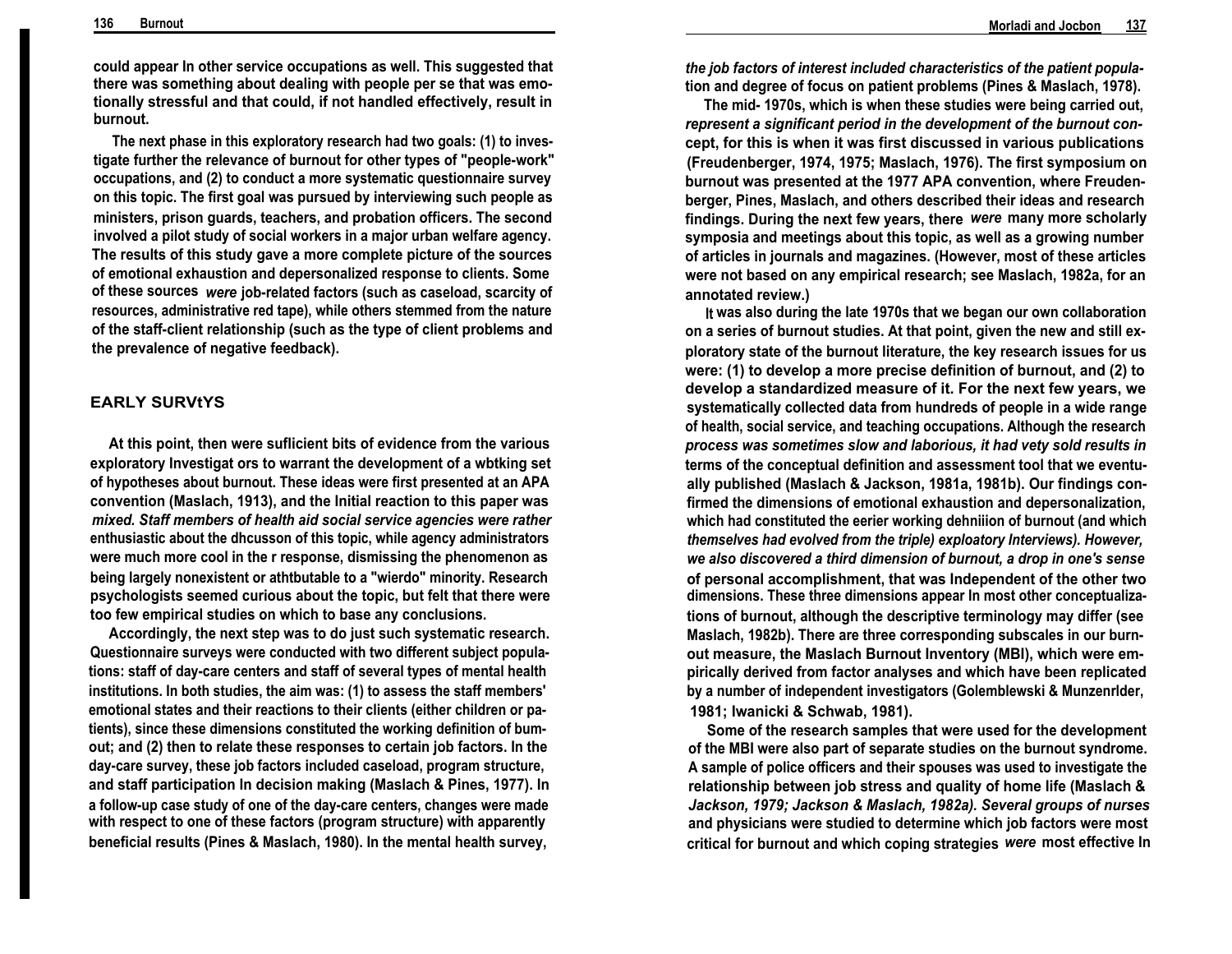could appear In other service occupations as well. This suggested that there was something about dealing with people per se that was emotionally stressful and that could, if not handled effectively, result in burnout.

The next phase in this exploratory research had two goals: (1) to investigate further the relevance of burnout for other types of "people-work" occupations, and (2) to conduct a more systematic questionnaire survey on this topic. The first goal was pursued by interviewing such people as ministers, prison guards, teachers, and probation officers. The second involved a pilot study of social workers in a major urban welfare agency. The results of this study gave a more complete picture of the sources of emotional exhaustion and depersonalized response to clients. Some of these sources *were* job-related factors (such as caseload, scarcity of resources, administrative red tape), while others stemmed from the nature of the staff-client relationship (such as the type of client problems and the prevalence of negative feedback).

## EARLY SURVtYS

At this point, then were suflicient bits of evidence from the various exploratory Investigat ors to warrant the development of a wbtking set of hypotheses about burnout. These ideas were first presented at an APA convention (Maslach, 1913), and the Initial reaction to this paper was *mixed. Staff members of health aid social service agencies were rather* enthusiastic about the dhcusson of this topic, while agency administrators were much more cool in the r response, dismissing the phenomenon as being largely nonexistent or athtbutable to a "wierdo" minority. Research psychologists seemed curious about the topic, but felt that there were too few empirical studies on which to base any conclusions.

Accordingly, the next step was to do just such systematic research. Questionnaire surveys were conducted with two different subject populations: staff of day-care centers and staff of several types of mental health institutions. In both studies, the aim was: (1) to assess the staff members' emotional states and their reactions to their clients (either children or patients), since these dimensions constituted the working definition of bumout; and (2) then to relate these responses to certain job factors. In the day-care survey, these job factors included caseload, program structure, and staff participation In decision making (Maslach & Pines, 1977). In a follow-up case study of one of the day-care centers, changes were made with respect to one of these factors (program structure) with apparently beneficial results (Pines & Maslach, 1980). In the mental health survey, *the job factors of interest included characteristics of the patient population* and degree of focus on patient problems (Pines & Maslach, 1978).

The mid- 1970s, which is when these studies were being carried out, *represent a significant period in the development of the burnout con*cept, for this is when it was first discussed in various publications (Freudenberger, 1974, 1975; Maslach, 1976). The first symposium on burnout was presented at the 1977 APA convention, where Freudenberger, Pines, Maslach, and others described their ideas and research findings. During the next few years, there *were* many more scholarly symposia and meetings about this topic, as well as a growing number of articles in journals and magazines. (However, most of these articles were not based on any empirical research; see Maslach, 1982a, for an annotated review.)

It was also during the late 1970s that we began our own collaboration on a series of burnout studies. At that point, given the new and still exploratory state of the burnout literature, the key research issues for us were: (1) to develop a more precise definition of burnout, and (2) to develop a standardized measure of it. For the next few years, we systematically collected data from hundreds of people in a wide range of health, social service, and teaching occupations. Although the research *process was sometimes slow and laborious, it had vety sold results in* terms of the conceptual definition and assessment tool that we eventually published (Maslach & Jackson, 1981a, 1981b). Our findings confirmed the dimensions of emotional exhaustion and depersonalization, which had constituted the eerier working dehniiion of burnout (and which *themselves had evolved from the triple) exploatory Interviews). However, we also discovered a third dimension of burnout, a drop in one's sense* of personal accomplishment, that was Independent of the other two dimensions. These three dimensions appear In most other conceptualizations of burnout, although the descriptive terminology may differ (see Maslach, 1982b). There are three corresponding subscales in our burnout measure, the Maslach Burnout Inventory (MBI), which were empirically derived from factor analyses and which have been replicated by a number of independent investigators (Golemblewski & Munzenrlder, 1981; Iwanicki & Schwab, 1981).

Some of the research samples that were used for the development of the MBI were also part of separate studies on the burnout syndrome. A sample of police officers and their spouses was used to investigate the relationship between job stress and quality of home life (Maslach & *Jackson, 1979; Jackson & Maslach, 1982a). Several groups of nurses* and physicians were studied to determine which job factors were most critical for burnout and which coping strategies *were* most effective In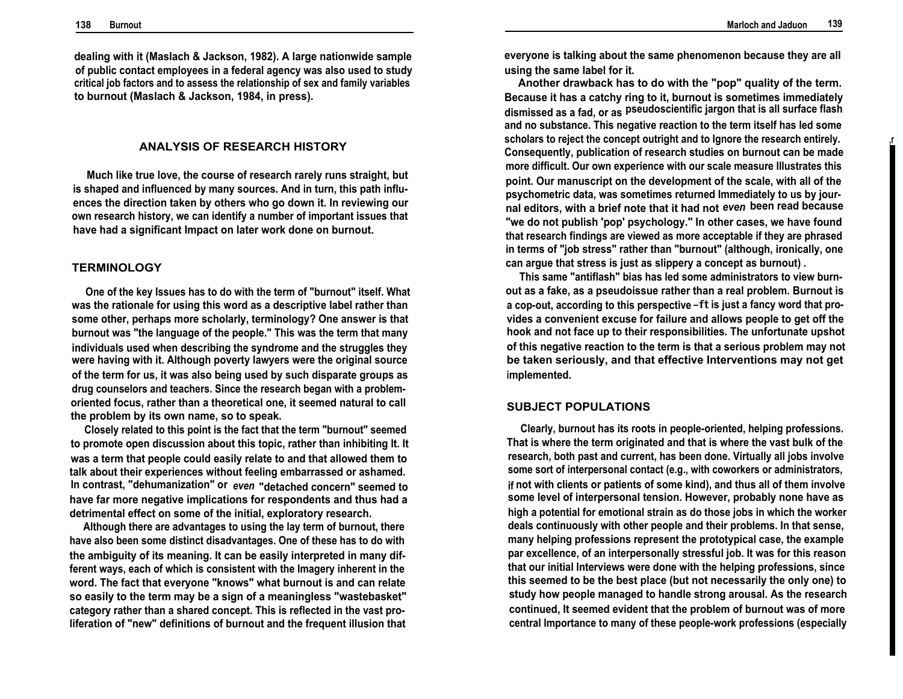dealing with it (Maslach & Jackson, 1982). A large nationwide sample of public contact employees in a federal agency was also used to study critical job factors and to assess the relationship of sex and family variables to burnout (Maslach & Jackson, 1984, in press).

## ANALYSIS OF RESEARCH HISTORY

Much like true love, the course of research rarely runs straight, but is shaped and influenced by many sources. And in turn, this path influences the direction taken by others who go down it. In reviewing our own research history, we can identify a number of important issues that have had a significant Impact on later work done on burnout.

### TERMINOLOGY

One of the key Issues has to do with the term of "burnout" itself. What was the rationale for using this word as a descriptive label rather than some other, perhaps more scholarly, terminology? One answer is that burnout was "the language of the people." This was the term that many individuals used when describing the syndrome and the struggles they were having with it. Although poverty lawyers were the original source of the term for us, it was also being used by such disparate groups as drug counselors and teachers. Since the research began with a problem-oriented focus, rather than a theoretical one, it seemed natural to call the problem by its own name, so to speak.

Closely related to this point is the fact that the term "burnout" seemed to promote open discussion about this topic, rather than inhibiting It. It was a term that people could easily relate to and that allowed them to talk about their experiences without feeling embarrassed or ashamed. In contrast, "dehumanization" or *even* "detached concern" seemed to have far more negative implications for respondents and thus had a detrimental effect on some of the initial, exploratory research.

Although there are advantages to using the lay term of burnout, there have also been some distinct disadvantages. One of these has to do with the ambiguity of its meaning. It can be easily interpreted in many different ways, each of which is consistent with the Imagery inherent in the word. The fact that everyone "knows" what burnout is and can relate so easily to the term may be a sign of a meaningless "wastebasket" category rather than a shared concept. This is reflected in the vast proliferation of "new" definitions of burnout and the frequent illusion that everyone is talking about the same phenomenon because they are all using the same label for it.

Another drawback has to do with the "pop" quality of the term. Because it has a catchy ring to it, burnout is sometimes immediately dismissed as a fad, or as pseudoscientific jargon that is all surface flash and no substance. This negative reaction to the term itself has led some scholars to reject the concept outright and to Ignore the research entirely. Consequently, publication of research studies on burnout can be made more difficult. Our own experience with our scale measure Illustrates this point. Our manuscript on the development of the scale, with all of the psychometric data, was sometimes returned Immediately to us by journal editors, with a brief note that it had not *even* been read because "we do not publish 'pop' psychology." In other cases, we have found that research findings are viewed as more acceptable if they are phrased in terms of "job stress" rather than "burnout" (although, ironically, one can argue that stress is just as slippery a concept as burnout) .

This same "antiflash" bias has led some administrators to view burnout as a fake, as a pseudoissue rather than a real problem. Burnout is a cop-out, according to this perspective – ft is just a fancy word that provides a convenient excuse for failure and allows people to get off the hook and not face up to their responsibilities. The unfortunate upshot of this negative reaction to the term is that a serious problem may not be taken seriously, and that effective Interventions may not get implemented.

### SUBJECT POPULATIONS

Clearly, burnout has its roots in people-oriented, helping professions. That is where the term originated and that is where the vast bulk of the research, both past and current, has been done. Virtually all jobs involve some sort of interpersonal contact (e.g., with coworkers or administrators, if not with clients or patients of some kind), and thus all of them involve some level of interpersonal tension. However, probably none have as high a potential for emotional strain as do those jobs in which the worker deals continuously with other people and their problems. In that sense, many helping professions represent the prototypical case, the example par excellence, of an interpersonally stressful job. It was for this reason that our initial Interviews were done with the helping professions, since this seemed to be the best place (but not necessarily the only one) to study how people managed to handle strong arousal. As the research continued, It seemed evident that the problem of burnout was of more central Importance to many of these people-work professions (especially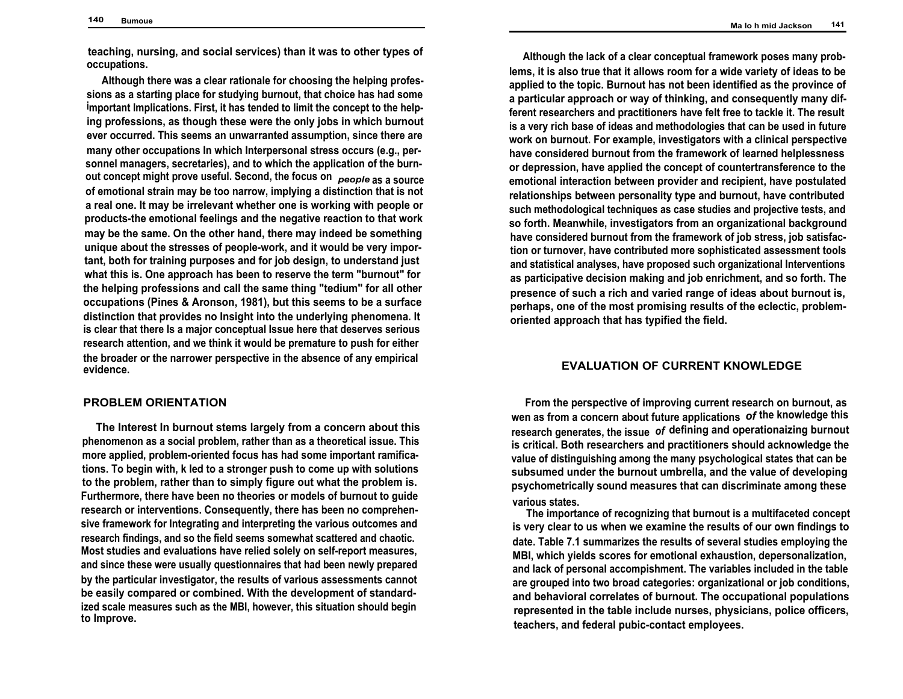teaching, nursing, and social services) than it was to other types of occupations.

Although there was a clear rationale for choosing the helping professions as a starting place for studying burnout, that choice has had some important Implications. First, it has tended to limit the concept to the helping professions, as though these were the only jobs in which burnout ever occurred. This seems an unwarranted assumption, since there are many other occupations In which Interpersonal stress occurs (e.g., personnel managers, secretaries), and to which the application of the burnout concept might prove useful. Second, the focus on *people* as a source of emotional strain may be too narrow, implying a distinction that is not a real one. It may be irrelevant whether one is working with people or products-the emotional feelings and the negative reaction to that work may be the same. On the other hand, there may indeed be something unique about the stresses of people-work, and it would be very important, both for training purposes and for job design, to understand just what this is. One approach has been to reserve the term "burnout" for the helping professions and call the same thing "tedium" for all other occupations (Pines & Aronson, 1981), but this seems to be a surface distinction that provides no Insight into the underlying phenomena. It is clear that there Is a major conceptual Issue here that deserves serious research attention, and we think it would be premature to push for either the broader or the narrower perspective in the absence of any empirical evidence.

## PROBLEM ORIENTATION

The Interest In burnout stems largely from a concern about this phenomenon as a social problem, rather than as a theoretical issue. This more applied, problem-oriented focus has had some important ramifications. To begin with, k led to a stronger push to come up with solutions to the problem, rather than to simply figure out what the problem is. Furthermore, there have been no theories or models of burnout to guide research or interventions. Consequently, there has been no comprehensive framework for Integrating and interpreting the various outcomes and research findings, and so the field seems somewhat scattered and chaotic. Most studies and evaluations have relied solely on self-report measures, and since these were usually questionnaires that had been newly prepared by the particular investigator, the results of various assessments cannot be easily compared or combined. With the development of standardized scale measures such as the MBI, however, this situation should begin to Improve.

Although the lack of a clear conceptual framework poses many problems, it is also true that it allows room for a wide variety of ideas to be applied to the topic. Burnout has not been identified as the province of a particular approach or way of thinking, and consequently many different researchers and practitioners have felt free to tackle it. The result is a very rich base of ideas and methodologies that can be used in future work on burnout. For example, investigators with a clinical perspective have considered burnout from the framework of learned helplessness or depression, have applied the concept of countertransference to the emotional interaction between provider and recipient, have postulated relationships between personality type and burnout, have contributed such methodological techniques as case studies and projective tests, and so forth. Meanwhile, investigators from an organizational background have considered burnout from the framework of job stress, job satisfaction or turnover, have contributed more sophisticated assessment tools and statistical analyses, have proposed such organizational Interventions as participative decision making and job enrichment, and so forth. The presence of such a rich and varied range of ideas about burnout is, perhaps, one of the most promising results of the eclectic, problem-oriented approach that has typified the field.

## EVALUATION OF CURRENT KNOWLEDGE

From the perspective of improving current research on burnout, as wen as from a concern about future applications *of* the knowledge this research generates, the issue *of* defining and operationaizing burnout is critical. Both researchers and practitioners should acknowledge the value of distinguishing among the many psychological states that can be subsumed under the burnout umbrella, and the value of developing psychometrically sound measures that can discriminate among these various states.

The importance of recognizing that burnout is a multifaceted concept is very clear to us when we examine the results of our own findings to date. Table 7.1 summarizes the results of several studies employing the MBI, which yields scores for emotional exhaustion, depersonalization, and lack of personal accompishment. The variables included in the table are grouped into two broad categories: organizational or job conditions, and behavioral correlates of burnout. The occupational populations represented in the table include nurses, physicians, police officers, teachers, and federal pubic-contact employees.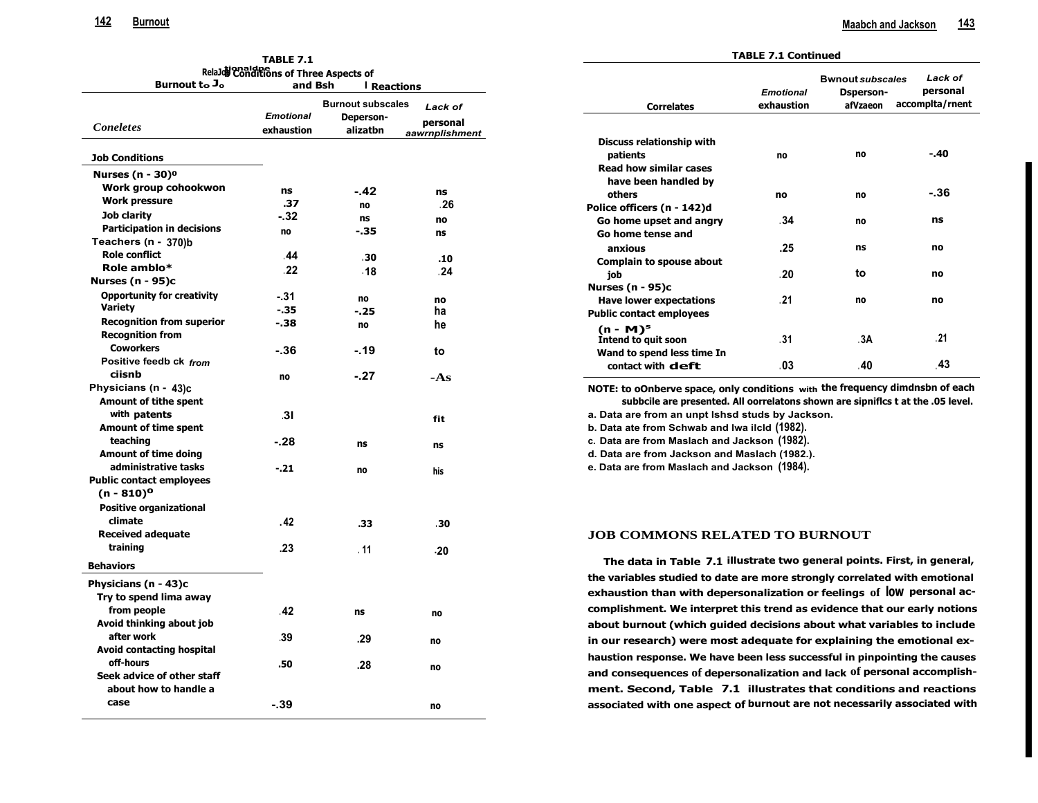**TABLE 7.1**
**Relationships of Three Aspects of Burnout to Job Conditions and Behavioral Reactions**

| Correlates | Emotional exhaustion | Burnout subscales Depersonalization | Lack of personal accomplishment |
|---|---|---|---|
| **Job Conditions** | | | |
| Nurses (n - 30)[a] | | | |
| Work group cohookwon | ns | -.42 | ns |
| Work pressure | .37 | no | .26 |
| Job clarity | -.32 | ns | no |
| Participation in decisions | no | -.35 | ns |
| Teachers (n - 370)b | | | |
| Role conflict | .44 | .30 | .10 |
| Role amblo* | .22 | .18 | .24 |
| Nurses (n - 95)c | | | |
| Opportunity for creativity | -.31 | no | no |
| Variety | -.35 | -.25 | ha |
| Recognition from superior | -.38 | no | he |
| Recognition from Coworkers | -.36 | -.19 | to |
| Positive feedb ck from ciisnb | no | -.27 | -As |
| Physicians (n - 43)c | | | |
| Amount of tithe spent with patents | .3l | | fit |
| Amount of time spent teaching | -.28 | ns | ns |
| Amount of time doing administrative tasks | -.21 | no | his |
| Public contact employees (n - 810)[o] | | | |
| Positive organizational climate | .42 | .33 | .30 |
| Received adequate training | .23 | .11 | .20 |
| **Behaviors** | | | |
| Physicians (n - 43)c | | | |
| Try to spend lima away from people | .42 | ns | no |
| Avoid thinking about job after work | .39 | .29 | no |
| Avoid contacting hospital off-hours | .50 | .28 | no |
| Seek advice of other staff about how to handle a case | -.39 | | no |
| Discuss relationship with patients | no | no | -.40 |
| Read how similar cases have been handled by others | no | no | -.36 |
| Police officers (n - 142)d | | | |
| Go home upset and angry | .34 | no | ns |
| Go home tense and anxious | .25 | ns | no |
| Complain to spouse about job | .20 | to | no |
| Nurses (n - 95)c | | | |
| Have lower expectations | .21 | no | no |
| Public contact employees (n - M)[s] | | | |
| Intend to quit soon | .31 | .3A | .21 |
| Wand to spend less time In contact with deft | .03 | .40 | .43 |

NOTE: to oOnberve space, only conditions with the frequency dimdnsbn of each subbcile are presented. All oorrelatons shown are sipniflcs t at the .05 level.
a. Data are from an unpt lshsd studs by Jackson.
b. Data ate from Schwab and lwa ilcld (1982).
c. Data are from Maslach and Jackson (1982).
d. Data are from Jackson and Maslach (1982.).
e. Data are from Maslach and Jackson (1984).

## JOB COMMONS RELATED TO BURNOUT

The data in Table 7.1 illustrate two general points. First, in general, the variables studied to date are more strongly correlated with emotional exhaustion than with depersonalization or feelings of low personal accomplishment. We interpret this trend as evidence that our early notions about burnout (which guided decisions about what variables to include in our research) were most adequate for explaining the emotional exhaustion response. We have been less successful in pinpointing the causes and consequences of depersonalization and lack of personal accomplishment. Second, Table 7.1 illustrates that conditions and reactions associated with one aspect of burnout are not necessarily associated with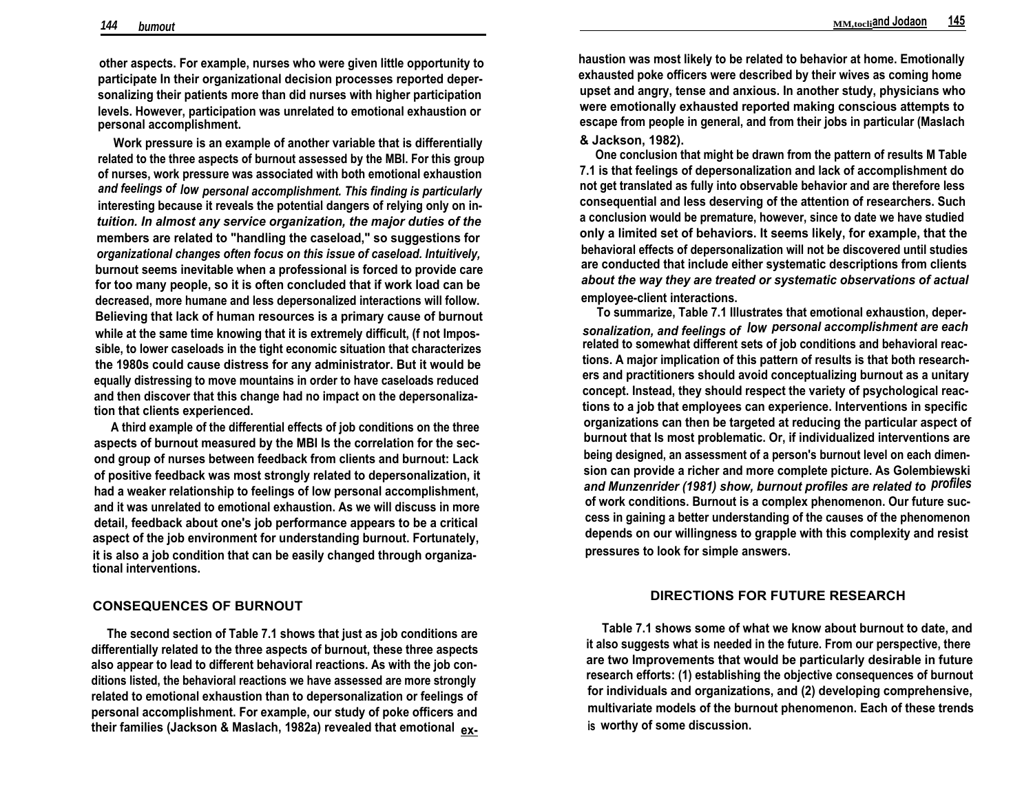other aspects. For example, nurses who were given little opportunity to participate In their organizational decision processes reported depersonalizing their patients more than did nurses with higher participation levels. However, participation was unrelated to emotional exhaustion or personal accomplishment.

Work pressure is an example of another variable that is differentially related to the three aspects of burnout assessed by the MBI. For this group of nurses, work pressure was associated with both emotional exhaustion and feelings of low personal accomplishment. This finding is particularly interesting because it reveals the potential dangers of relying only on intuition. In almost any service organization, the major duties of the members are related to "handling the caseload," so suggestions for organizational changes often focus on this issue of caseload. Intuitively, burnout seems inevitable when a professional is forced to provide care for too many people, so it is often concluded that if work load can be decreased, more humane and less depersonalized interactions will follow. Believing that lack of human resources is a primary cause of burnout while at the same time knowing that it is extremely difficult, (f not Impossible, to lower caseloads in the tight economic situation that characterizes the 1980s could cause distress for any administrator. But it would be equally distressing to move mountains in order to have caseloads reduced and then discover that this change had no impact on the depersonalization that clients experienced.

A third example of the differential effects of job conditions on the three aspects of burnout measured by the MBI Is the correlation for the second group of nurses between feedback from clients and burnout: Lack of positive feedback was most strongly related to depersonalization, it had a weaker relationship to feelings of low personal accomplishment, and it was unrelated to emotional exhaustion. As we will discuss in more detail, feedback about one's job performance appears to be a critical aspect of the job environment for understanding burnout. Fortunately, it is also a job condition that can be easily changed through organizational interventions.

## CONSEQUENCES OF BURNOUT

The second section of Table 7.1 shows that just as job conditions are differentially related to the three aspects of burnout, these three aspects also appear to lead to different behavioral reactions. As with the job conditions listed, the behavioral reactions we have assessed are more strongly related to emotional exhaustion than to depersonalization or feelings of personal accomplishment. For example, our study of poke officers and their families (Jackson & Maslach, 1982a) revealed that emotional exhaustion was most likely to be related to behavior at home. Emotionally exhausted poke officers were described by their wives as coming home upset and angry, tense and anxious. In another study, physicians who were emotionally exhausted reported making conscious attempts to escape from people in general, and from their jobs in particular (Maslach & Jackson, 1982).

One conclusion that might be drawn from the pattern of results M Table 7.1 is that feelings of depersonalization and lack of accomplishment do not get translated as fully into observable behavior and are therefore less consequential and less deserving of the attention of researchers. Such a conclusion would be premature, however, since to date we have studied only a limited set of behaviors. It seems likely, for example, that the behavioral effects of depersonalization will not be discovered until studies are conducted that include either systematic descriptions from clients about the way they are treated or systematic observations of actual employee-client interactions.

To summarize, Table 7.1 Illustrates that emotional exhaustion, depersonalization, and feelings of low personal accomplishment are each related to somewhat different sets of job conditions and behavioral reactions. A major implication of this pattern of results is that both researchers and practitioners should avoid conceptualizing burnout as a unitary concept. Instead, they should respect the variety of psychological reactions to a job that employees can experience. Interventions in specific organizations can then be targeted at reducing the particular aspect of burnout that Is most problematic. Or, if individualized interventions are being designed, an assessment of a person's burnout level on each dimension can provide a richer and more complete picture. As Golembiewski and Munzenrider (1981) show, burnout profiles are related to profiles of work conditions. Burnout is a complex phenomenon. Our future success in gaining a better understanding of the causes of the phenomenon depends on our willingness to grapple with this complexity and resist pressures to look for simple answers.

## DIRECTIONS FOR FUTURE RESEARCH

Table 7.1 shows some of what we know about burnout to date, and it also suggests what is needed in the future. From our perspective, there are two Improvements that would be particularly desirable in future research efforts: (1) establishing the objective consequences of burnout for individuals and organizations, and (2) developing comprehensive, multivariate models of the burnout phenomenon. Each of these trends is worthy of some discussion.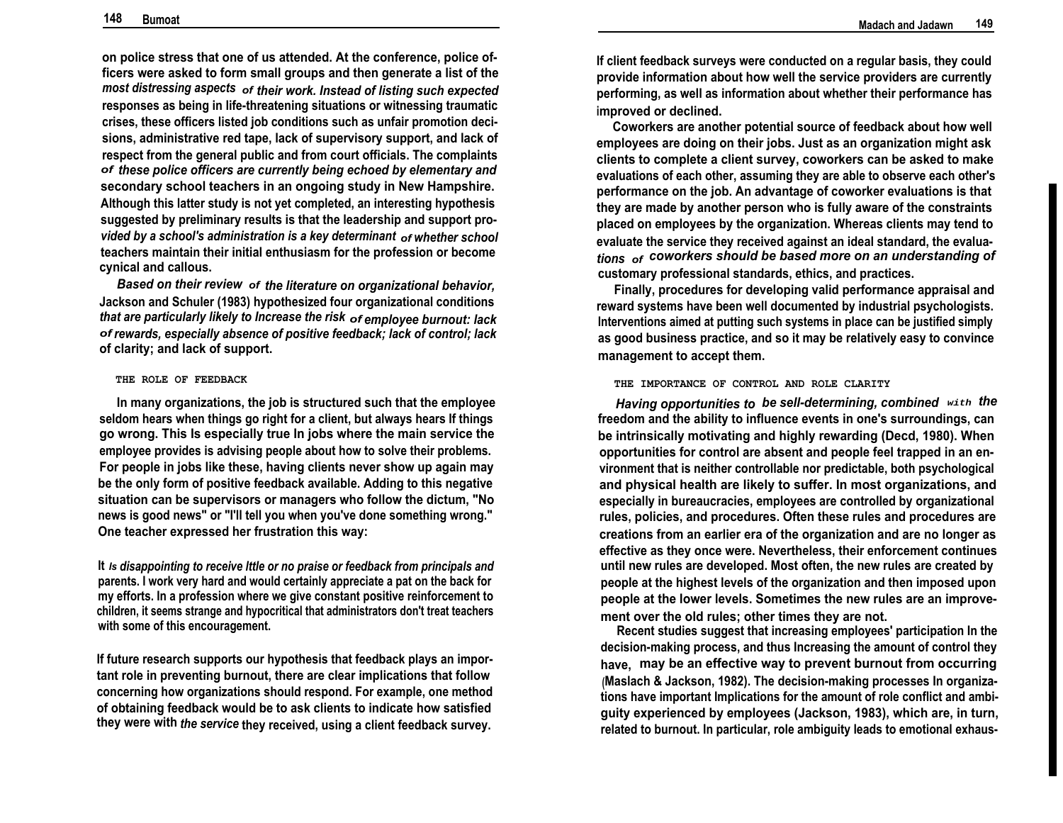on police stress that one of us attended. At the conference, police officers were asked to form small groups and then generate a list of the most distressing aspects of their work. Instead of listing such expected responses as being in life-threatening situations or witnessing traumatic crises, these officers listed job conditions such as unfair promotion decisions, administrative red tape, lack of supervisory support, and lack of respect from the general public and from court officials. The complaints of these police officers are currently being echoed by elementary and secondary school teachers in an ongoing study in New Hampshire. Although this latter study is not yet completed, an interesting hypothesis suggested by preliminary results is that the leadership and support provided by a school's administration is a key determinant of whether school teachers maintain their initial enthusiasm for the profession or become cynical and callous.

Based on their review of the literature on organizational behavior, Jackson and Schuler (1983) hypothesized four organizational conditions that are particularly likely to Increase the risk of employee burnout: lack of rewards, especially absence of positive feedback; lack of control; lack of clarity; and lack of support.

## THE ROLE OF FEEDBACK

In many organizations, the job is structured such that the employee seldom hears when things go right for a client, but always hears If things go wrong. This Is especially true In jobs where the main service the employee provides is advising people about how to solve their problems. For people in jobs like these, having clients never show up again may be the only form of positive feedback available. Adding to this negative situation can be supervisors or managers who follow the dictum, "No news is good news" or "I'll tell you when you've done something wrong." One teacher expressed her frustration this way:

> It Is disappointing to receive Ittle or no praise or feedback from principals and parents. I work very hard and would certainly appreciate a pat on the back for my efforts. In a profession where we give constant positive reinforcement to children, it seems strange and hypocritical that administrators don't treat teachers with some of this encouragement.

If future research supports our hypothesis that feedback plays an important role in preventing burnout, there are clear implications that follow concerning how organizations should respond. For example, one method of obtaining feedback would be to ask clients to indicate how satisfied they were with the service they received, using a client feedback survey. If client feedback surveys were conducted on a regular basis, they could provide information about how well the service providers are currently performing, as well as information about whether their performance has improved or declined.

Coworkers are another potential source of feedback about how well employees are doing on their jobs. Just as an organization might ask clients to complete a client survey, coworkers can be asked to make evaluations of each other, assuming they are able to observe each other's performance on the job. An advantage of coworker evaluations is that they are made by another person who is fully aware of the constraints placed on employees by the organization. Whereas clients may tend to evaluate the service they received against an ideal standard, the evaluations of coworkers should be based more on an understanding of customary professional standards, ethics, and practices.

Finally, procedures for developing valid performance appraisal and reward systems have been well documented by industrial psychologists. Interventions aimed at putting such systems in place can be justified simply as good business practice, and so it may be relatively easy to convince management to accept them.

## THE IMPORTANCE OF CONTROL AND ROLE CLARITY

Having opportunities to be self-determining, combined with the freedom and the ability to influence events in one's surroundings, can be intrinsically motivating and highly rewarding (Decd, 1980). When opportunities for control are absent and people feel trapped in an environment that is neither controllable nor predictable, both psychological and physical health are likely to suffer. In most organizations, and especially in bureaucracies, employees are controlled by organizational rules, policies, and procedures. Often these rules and procedures are creations from an earlier era of the organization and are no longer as effective as they once were. Nevertheless, their enforcement continues until new rules are developed. Most often, the new rules are created by people at the highest levels of the organization and then imposed upon people at the lower levels. Sometimes the new rules are an improvement over the old rules; other times they are not.

Recent studies suggest that increasing employees' participation In the decision-making process, and thus Increasing the amount of control they have, may be an effective way to prevent burnout from occurring (Maslach & Jackson, 1982). The decision-making processes In organizations have important Implications for the amount of role conflict and ambiguity experienced by employees (Jackson, 1983), which are, in turn, related to burnout. In particular, role ambiguity leads to emotional exhaus-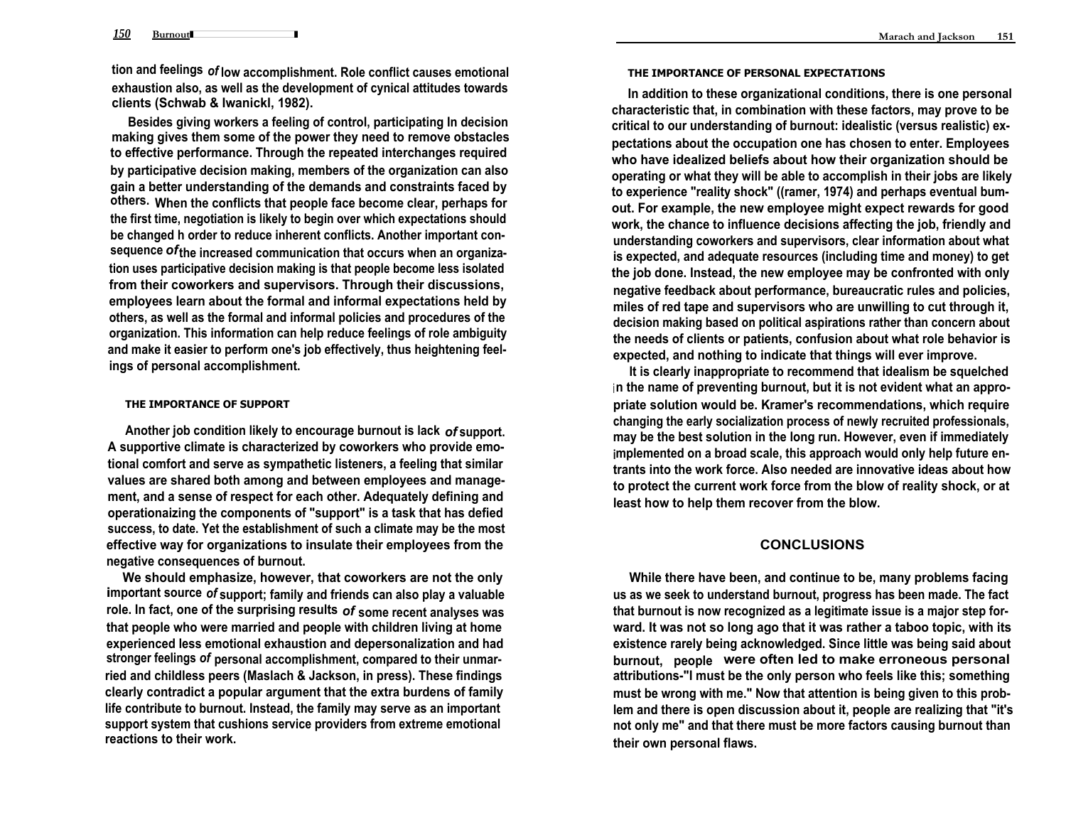tion and feelings of low accomplishment. Role conflict causes emotional exhaustion also, as well as the development of cynical attitudes towards clients (Schwab & Iwanickl, 1982).

Besides giving workers a feeling of control, participating In decision making gives them some of the power they need to remove obstacles to effective performance. Through the repeated interchanges required by participative decision making, members of the organization can also gain a better understanding of the demands and constraints faced by others. When the conflicts that people face become clear, perhaps for the first time, negotiation is likely to begin over which expectations should be changed h order to reduce inherent conflicts. Another important consequence of the increased communication that occurs when an organization uses participative decision making is that people become less isolated from their coworkers and supervisors. Through their discussions, employees learn about the formal and informal expectations held by others, as well as the formal and informal policies and procedures of the organization. This information can help reduce feelings of role ambiguity and make it easier to perform one's job effectively, thus heightening feelings of personal accomplishment.

### THE IMPORTANCE OF SUPPORT

Another job condition likely to encourage burnout is lack of support. A supportive climate is characterized by coworkers who provide emotional comfort and serve as sympathetic listeners, a feeling that similar values are shared both among and between employees and management, and a sense of respect for each other. Adequately defining and operationaizing the components of "support" is a task that has defied success, to date. Yet the establishment of such a climate may be the most effective way for organizations to insulate their employees from the negative consequences of burnout.

We should emphasize, however, that coworkers are not the only important source of support; family and friends can also play a valuable role. In fact, one of the surprising results of some recent analyses was that people who were married and people with children living at home experienced less emotional exhaustion and depersonalization and had stronger feelings of personal accomplishment, compared to their unmarried and childless peers (Maslach & Jackson, in press). These findings clearly contradict a popular argument that the extra burdens of family life contribute to burnout. Instead, the family may serve as an important support system that cushions service providers from extreme emotional reactions to their work.

### THE IMPORTANCE OF PERSONAL EXPECTATIONS

In addition to these organizational conditions, there is one personal characteristic that, in combination with these factors, may prove to be critical to our understanding of burnout: idealistic (versus realistic) expectations about the occupation one has chosen to enter. Employees who have idealized beliefs about how their organization should be operating or what they will be able to accomplish in their jobs are likely to experience "reality shock" ((ramer, 1974) and perhaps eventual burnout. For example, the new employee might expect rewards for good work, the chance to influence decisions affecting the job, friendly and understanding coworkers and supervisors, clear information about what is expected, and adequate resources (including time and money) to get the job done. Instead, the new employee may be confronted with only negative feedback about performance, bureaucratic rules and policies, miles of red tape and supervisors who are unwilling to cut through it, decision making based on political aspirations rather than concern about the needs of clients or patients, confusion about what role behavior is expected, and nothing to indicate that things will ever improve.

It is clearly inappropriate to recommend that idealism be squelched in the name of preventing burnout, but it is not evident what an appropriate solution would be. Kramer's recommendations, which require changing the early socialization process of newly recruited professionals, may be the best solution in the long run. However, even if immediately implemented on a broad scale, this approach would only help future entrants into the work force. Also needed are innovative ideas about how to protect the current work force from the blow of reality shock, or at least how to help them recover from the blow.

## CONCLUSIONS

While there have been, and continue to be, many problems facing us as we seek to understand burnout, progress has been made. The fact that burnout is now recognized as a legitimate issue is a major step forward. It was not so long ago that it was rather a taboo topic, with its existence rarely being acknowledged. Since little was being said about burnout, people were often led to make erroneous personal attributions-"I must be the only person who feels like this; something must be wrong with me." Now that attention is being given to this problem and there is open discussion about it, people are realizing that "it's not only me" and that there must be more factors causing burnout than their own personal flaws.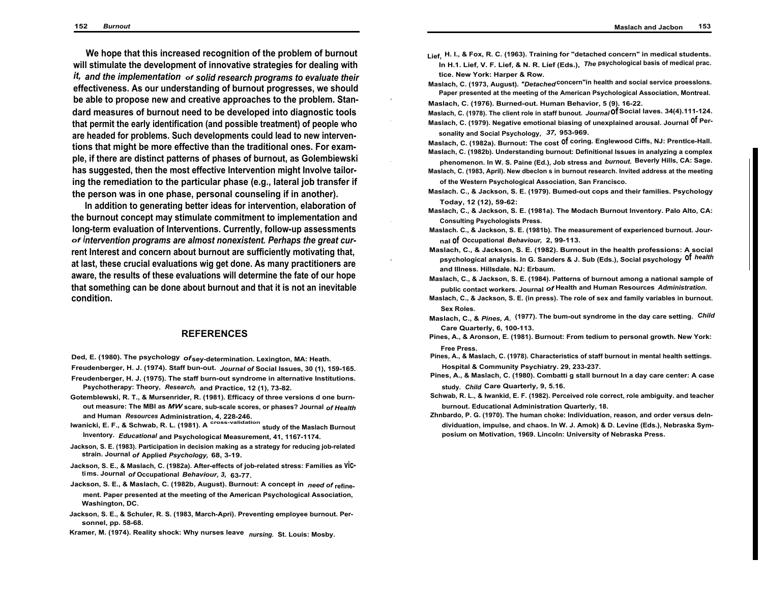We hope that this increased recognition of the problem of burnout will stimulate the development of innovative strategies for dealing with *it, and the implementation of solid research programs to evaluate their* effectiveness. As our understanding of burnout progresses, we should be able to propose new and creative approaches to the problem. Standard measures of burnout need to be developed into diagnostic tools that permit the early identification (and possible treatment) of people who are headed for problems. Such developments could lead to new interventions that might be more effective than the traditional ones. For example, if there are distinct patterns of phases of burnout, as Golembiewski has suggested, then the most effective Intervention might Involve tailoring the remediation to the particular phase (e.g., lateral job transfer if the person was in one phase, personal counseling if in another).

In addition to generating better ideas for intervention, elaboration of the burnout concept may stimulate commitment to implementation and long-term evaluation of Interventions. Currently, follow-up assessments *of intervention programs are almost nonexistent. Perhaps the great cur*rent Interest and concern about burnout are sufficiently motivating that, at last, these crucial evaluations wig get done. As many practitioners are aware, the results of these evaluations will determine the fate of our hope that something can be done about burnout and that it is not an inevitable condition.

## REFERENCES

Ded, E. (1980). The psychology *of* sey-determination. Lexington, MA: Heath.

Freudenberger, H. J. (1974). Staff bun-out. *Journal of* Social Issues, 30 (1), 159-165.

Freudenberger, H. J. (1975). The staff burn-out syndrome in alternative Institutions. Psychotherapy: Theory, *Research,* and Practice, 12 (1), 73-82.

Gotemblewski, R. T., & Mursenrider, R. (1981). Efficacy of three versions d one burn-out measure: The MBI as *MW* scare, sub-scale scores, or phases? Journal *of Health* and Human *Resources* Administration, 4, 228-246.

Iwanicki, E. F., & Schwab, R. L. (1981). A cross-validation study of the Maslach Burnout Inventory. *Educational* and Psychological Measurement, 41, 1167-1174.

Jackson, S. E. (1983). Participation in decision making as a strategy for reducing job-related strain. Journal *of* Applied *Psychology,* 68, 3-19.

Jackson, S. E., & Maslach, C. (1982a). After-effects of job-related stress: Families as victims. Journal *of* Occupational *Behaviour, 3,* 63-77.

Jackson, S. E., & Maslach, C. (1982b, August). Burnout: A concept in *need of* refinement. Paper presented at the meeting of the American Psychological Association, Washington, DC.

Jackson, S. E., & Schuler, R. S. (1983, March-Apri). Preventing employee burnout. Personnel, pp. 58-68.

Kramer, M. (1974). Reality shock: Why nurses leave *nursing.* St. Louis: Mosby.

Lief, H. I., & Fox, R. C. (1963). Training for "detached concern" in medical students. In H.1. Lief, V. F. Lief, & N. R. Lief (Eds.), *The* psychological basis of medical prac. tice. New York: Harper & Row.

Maslach, C. (1973, August). *"Detached* concern"in health and social service proesslons. Paper presented at the meeting of the American Psychological Association, Montreal.

Maslach, C. (1976). Burned-out. Human Behavior, 5 (9). 16-22.

Maslach, C. (1978). The client role in staff bunout. *Journal* of Social laves. 34(4).111-124.

Maslach, C. (1979). Negative emotional biasing of unexplained arousal. Journal of Personality and Social Psychology, *37,* 953-969.

Maslach, C. (1982a). Burnout: The cost of coring. Englewood Cliffs, NJ: Prentlce-Hall.

Maslach, C. (1982b). Understanding burnout: Definitional Issues in analyzing a complex phenomenon. In W. S. Paine (Ed.), Job stress and *burnout.* Beverly Hills, CA: Sage.

Maslach, C. (1983, April). New dbeclon s in burnout research. Invited address at the meeting of the Western Psychological Association, San Francisco.

Maslach. C., & Jackson, S. E. (1979). Bumed-out cops and their families. Psychology Today, 12 (12), 59-62:

Maslach, C., & Jackson, S. E. (1981a). The Modach Burnout Inventory. Palo Alto, CA: Consulting Psychologists Press.

Maslach. C., & Jackson, S. E. (1981b). The measurement of experienced burnout. Journal of Occupational *Behaviour,* 2, 99-113.

Maslach, C., & Jackson, S. E. (1982). Burnout in the health professions: A social psychological analysis. In G. Sanders & J. Sub (Eds.), Social psychology of *health* and Illness. Hillsdale. NJ: Erbaum.

Maslach, C., & Jackson, S. E. (1984). Patterns of burnout among a national sample of public contact workers. Journal *of* Health and Human Resources *Administration.*

Maslach, C., & Jackson, S. E. (in press). The role of sex and family variables in burnout. Sex Roles.

Maslach, C., & *Pines, A.* (1977). The bum-out syndrome in the day care setting. *Child* Care Quarterly, 6, 100-113.

Pines, A., & Aronson, E. (1981). Burnout: From tedium to personal growth. New York: Free Press.

Pines, A., & Maslach, C. (1978). Characteristics of staff burnout in mental health settings. Hospital & Community Psychiatry. 29, 233-237.

Pines, A., & Maslach, C. (1980). Combatti g stall burnout In a day care center: A case study. *Child* Care Quarterly, 9, 5.16.

Schwab, R. L., & Iwankid, E. F. (1982). Perceived role correct, role ambiguity. and teacher burnout. Educational Administration Quarterly, 18.

Zhnbardo, P. G. (1970). The human choke: Individuation, reason, and order versus delndividuation, impulse, and chaos. In W. J. Amok) & D. Levine (Eds.), Nebraska Symposium on Motivation, 1969. Lincoln: University of Nebraska Press.